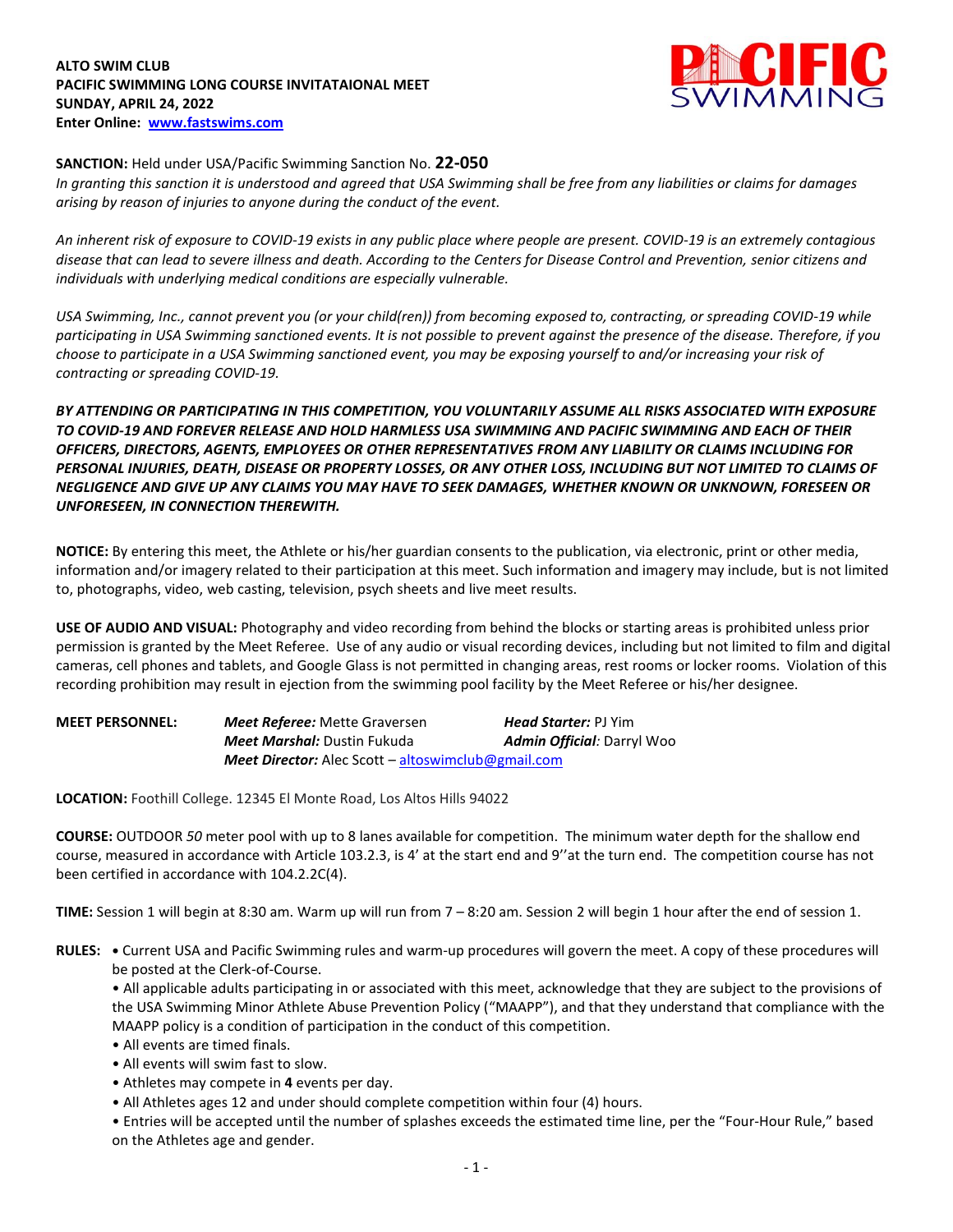**ALTO SWIM CLUB**
**PACIFIC SWIMMING LONG COURSE INVITATAIONAL MEET**
**SUNDAY, APRIL 24, 2022**
**Enter Online: [www.fastswims.com](http://www.fastswims.com)**

**SANCTION:** Held under USA/Pacific Swimming Sanction No. **22-050**

*In granting this sanction it is understood and agreed that USA Swimming shall be free from any liabilities or claims for damages arising by reason of injuries to anyone during the conduct of the event.*

*An inherent risk of exposure to COVID-19 exists in any public place where people are present. COVID-19 is an extremely contagious disease that can lead to severe illness and death. According to the Centers for Disease Control and Prevention, senior citizens and individuals with underlying medical conditions are especially vulnerable.*

*USA Swimming, Inc., cannot prevent you (or your child(ren)) from becoming exposed to, contracting, or spreading COVID-19 while participating in USA Swimming sanctioned events. It is not possible to prevent against the presence of the disease. Therefore, if you choose to participate in a USA Swimming sanctioned event, you may be exposing yourself to and/or increasing your risk of contracting or spreading COVID-19.*

***BY ATTENDING OR PARTICIPATING IN THIS COMPETITION, YOU VOLUNTARILY ASSUME ALL RISKS ASSOCIATED WITH EXPOSURE TO COVID-19 AND FOREVER RELEASE AND HOLD HARMLESS USA SWIMMING AND PACIFIC SWIMMING AND EACH OF THEIR OFFICERS, DIRECTORS, AGENTS, EMPLOYEES OR OTHER REPRESENTATIVES FROM ANY LIABILITY OR CLAIMS INCLUDING FOR PERSONAL INJURIES, DEATH, DISEASE OR PROPERTY LOSSES, OR ANY OTHER LOSS, INCLUDING BUT NOT LIMITED TO CLAIMS OF NEGLIGENCE AND GIVE UP ANY CLAIMS YOU MAY HAVE TO SEEK DAMAGES, WHETHER KNOWN OR UNKNOWN, FORESEEN OR UNFORESEEN, IN CONNECTION THEREWITH.***

**NOTICE:** By entering this meet, the Athlete or his/her guardian consents to the publication, via electronic, print or other media, information and/or imagery related to their participation at this meet. Such information and imagery may include, but is not limited to, photographs, video, web casting, television, psych sheets and live meet results.

**USE OF AUDIO AND VISUAL:** Photography and video recording from behind the blocks or starting areas is prohibited unless prior permission is granted by the Meet Referee. Use of any audio or visual recording devices, including but not limited to film and digital cameras, cell phones and tablets, and Google Glass is not permitted in changing areas, rest rooms or locker rooms. Violation of this recording prohibition may result in ejection from the swimming pool facility by the Meet Referee or his/her designee.

**MEET PERSONNEL:**
***Meet Referee:*** Mette Graversen — ***Head Starter:*** PJ Yim
***Meet Marshal:*** Dustin Fukuda — ***Admin Official:*** Darryl Woo
***Meet Director:*** Alec Scott – [altoswimclub@gmail.com](mailto:altoswimclub@gmail.com)

**LOCATION:** Foothill College. 12345 El Monte Road, Los Altos Hills 94022

**COURSE:** OUTDOOR *50* meter pool with up to 8 lanes available for competition. The minimum water depth for the shallow end course, measured in accordance with Article 103.2.3, is 4' at the start end and 9''at the turn end. The competition course has not been certified in accordance with 104.2.2C(4).

**TIME:** Session 1 will begin at 8:30 am. Warm up will run from 7 – 8:20 am. Session 2 will begin 1 hour after the end of session 1.

**RULES:**
- Current USA and Pacific Swimming rules and warm-up procedures will govern the meet. A copy of these procedures will be posted at the Clerk-of-Course.
- All applicable adults participating in or associated with this meet, acknowledge that they are subject to the provisions of the USA Swimming Minor Athlete Abuse Prevention Policy ("MAAPP"), and that they understand that compliance with the MAAPP policy is a condition of participation in the conduct of this competition.
- All events are timed finals.
- All events will swim fast to slow.
- Athletes may compete in **4** events per day.
- All Athletes ages 12 and under should complete competition within four (4) hours.
- Entries will be accepted until the number of splashes exceeds the estimated time line, per the "Four-Hour Rule," based on the Athletes age and gender.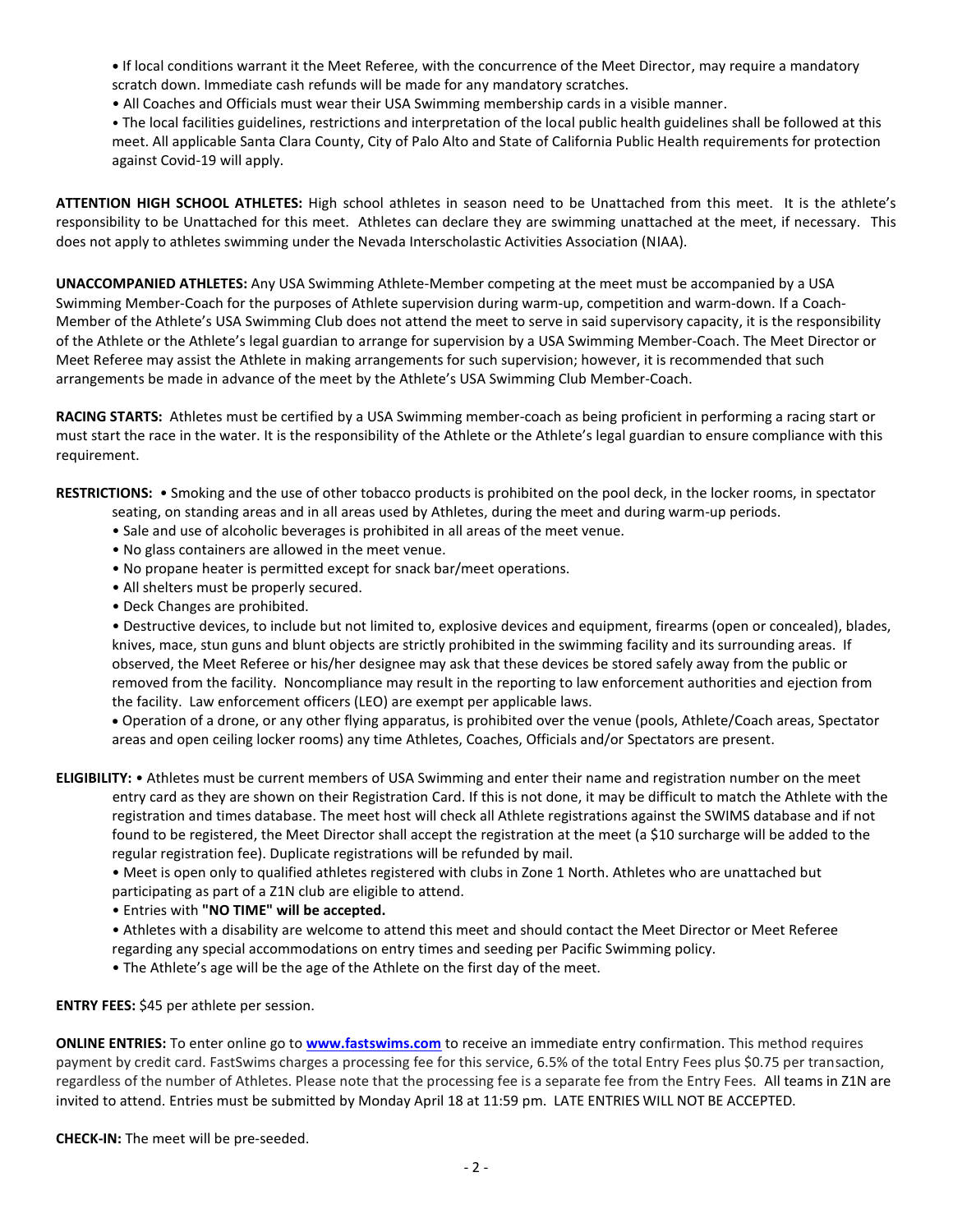• If local conditions warrant it the Meet Referee, with the concurrence of the Meet Director, may require a mandatory scratch down. Immediate cash refunds will be made for any mandatory scratches.
• All Coaches and Officials must wear their USA Swimming membership cards in a visible manner.
• The local facilities guidelines, restrictions and interpretation of the local public health guidelines shall be followed at this meet. All applicable Santa Clara County, City of Palo Alto and State of California Public Health requirements for protection against Covid-19 will apply.

**ATTENTION HIGH SCHOOL ATHLETES:** High school athletes in season need to be Unattached from this meet. It is the athlete's responsibility to be Unattached for this meet. Athletes can declare they are swimming unattached at the meet, if necessary. This does not apply to athletes swimming under the Nevada Interscholastic Activities Association (NIAA).

**UNACCOMPANIED ATHLETES:** Any USA Swimming Athlete-Member competing at the meet must be accompanied by a USA Swimming Member-Coach for the purposes of Athlete supervision during warm-up, competition and warm-down. If a Coach-Member of the Athlete's USA Swimming Club does not attend the meet to serve in said supervisory capacity, it is the responsibility of the Athlete or the Athlete's legal guardian to arrange for supervision by a USA Swimming Member-Coach. The Meet Director or Meet Referee may assist the Athlete in making arrangements for such supervision; however, it is recommended that such arrangements be made in advance of the meet by the Athlete's USA Swimming Club Member-Coach.

**RACING STARTS:** Athletes must be certified by a USA Swimming member-coach as being proficient in performing a racing start or must start the race in the water. It is the responsibility of the Athlete or the Athlete's legal guardian to ensure compliance with this requirement.

**RESTRICTIONS:** • Smoking and the use of other tobacco products is prohibited on the pool deck, in the locker rooms, in spectator seating, on standing areas and in all areas used by Athletes, during the meet and during warm-up periods.
• Sale and use of alcoholic beverages is prohibited in all areas of the meet venue.
• No glass containers are allowed in the meet venue.
• No propane heater is permitted except for snack bar/meet operations.
• All shelters must be properly secured.
• Deck Changes are prohibited.
• Destructive devices, to include but not limited to, explosive devices and equipment, firearms (open or concealed), blades, knives, mace, stun guns and blunt objects are strictly prohibited in the swimming facility and its surrounding areas. If observed, the Meet Referee or his/her designee may ask that these devices be stored safely away from the public or removed from the facility. Noncompliance may result in the reporting to law enforcement authorities and ejection from the facility. Law enforcement officers (LEO) are exempt per applicable laws.
• Operation of a drone, or any other flying apparatus, is prohibited over the venue (pools, Athlete/Coach areas, Spectator areas and open ceiling locker rooms) any time Athletes, Coaches, Officials and/or Spectators are present.

**ELIGIBILITY:** • Athletes must be current members of USA Swimming and enter their name and registration number on the meet entry card as they are shown on their Registration Card. If this is not done, it may be difficult to match the Athlete with the registration and times database. The meet host will check all Athlete registrations against the SWIMS database and if not found to be registered, the Meet Director shall accept the registration at the meet (a $10 surcharge will be added to the regular registration fee). Duplicate registrations will be refunded by mail.
• Meet is open only to qualified athletes registered with clubs in Zone 1 North. Athletes who are unattached but participating as part of a Z1N club are eligible to attend.
• Entries with **"NO TIME" will be accepted.**
• Athletes with a disability are welcome to attend this meet and should contact the Meet Director or Meet Referee regarding any special accommodations on entry times and seeding per Pacific Swimming policy.
• The Athlete's age will be the age of the Athlete on the first day of the meet.

**ENTRY FEES:** $45 per athlete per session.

**ONLINE ENTRIES:** To enter online go to **www.fastswims.com** to receive an immediate entry confirmation. This method requires payment by credit card. FastSwims charges a processing fee for this service, 6.5% of the total Entry Fees plus $0.75 per transaction, regardless of the number of Athletes. Please note that the processing fee is a separate fee from the Entry Fees. All teams in Z1N are invited to attend. Entries must be submitted by Monday April 18 at 11:59 pm. LATE ENTRIES WILL NOT BE ACCEPTED.

**CHECK-IN:** The meet will be pre-seeded.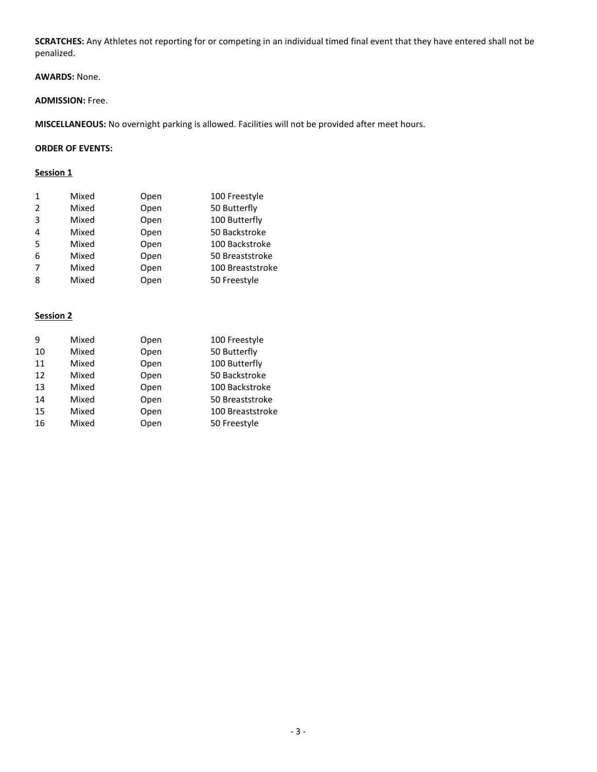**SCRATCHES:** Any Athletes not reporting for or competing in an individual timed final event that they have entered shall not be penalized.

**AWARDS:** None.

**ADMISSION:** Free.

**MISCELLANEOUS:** No overnight parking is allowed. Facilities will not be provided after meet hours.

**ORDER OF EVENTS:**

**Session 1**

| | | | |
|---|---|---|---|
| 1 | Mixed | Open | 100 Freestyle |
| 2 | Mixed | Open | 50 Butterfly |
| 3 | Mixed | Open | 100 Butterfly |
| 4 | Mixed | Open | 50 Backstroke |
| 5 | Mixed | Open | 100 Backstroke |
| 6 | Mixed | Open | 50 Breaststroke |
| 7 | Mixed | Open | 100 Breaststroke |
| 8 | Mixed | Open | 50 Freestyle |

**Session 2**

| | | | |
|---|---|---|---|
| 9 | Mixed | Open | 100 Freestyle |
| 10 | Mixed | Open | 50 Butterfly |
| 11 | Mixed | Open | 100 Butterfly |
| 12 | Mixed | Open | 50 Backstroke |
| 13 | Mixed | Open | 100 Backstroke |
| 14 | Mixed | Open | 50 Breaststroke |
| 15 | Mixed | Open | 100 Breaststroke |
| 16 | Mixed | Open | 50 Freestyle |